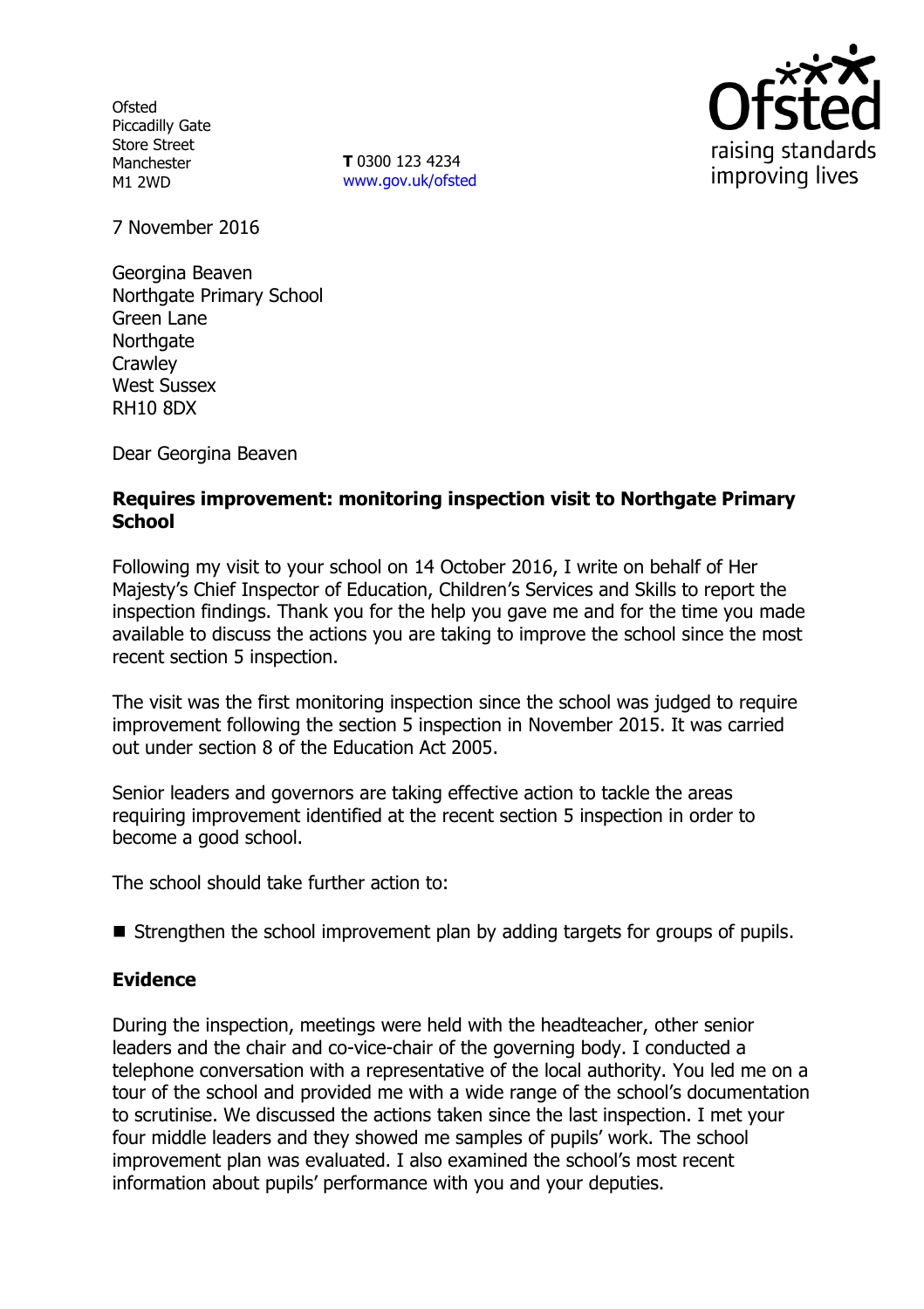Ofsted
Piccadilly Gate
Store Street
Manchester
M1 2WD

**T** 0300 123 4234
www.gov.uk/ofsted

raising standards
improving lives

7 November 2016

Georgina Beaven
Northgate Primary School
Green Lane
Northgate
Crawley
West Sussex
RH10 8DX

Dear Georgina Beaven

**Requires improvement: monitoring inspection visit to Northgate Primary School**

Following my visit to your school on 14 October 2016, I write on behalf of Her Majesty's Chief Inspector of Education, Children's Services and Skills to report the inspection findings. Thank you for the help you gave me and for the time you made available to discuss the actions you are taking to improve the school since the most recent section 5 inspection.

The visit was the first monitoring inspection since the school was judged to require improvement following the section 5 inspection in November 2015. It was carried out under section 8 of the Education Act 2005.

Senior leaders and governors are taking effective action to tackle the areas requiring improvement identified at the recent section 5 inspection in order to become a good school.

The school should take further action to:

- Strengthen the school improvement plan by adding targets for groups of pupils.

## Evidence

During the inspection, meetings were held with the headteacher, other senior leaders and the chair and co-vice-chair of the governing body. I conducted a telephone conversation with a representative of the local authority. You led me on a tour of the school and provided me with a wide range of the school's documentation to scrutinise. We discussed the actions taken since the last inspection. I met your four middle leaders and they showed me samples of pupils' work. The school improvement plan was evaluated. I also examined the school's most recent information about pupils' performance with you and your deputies.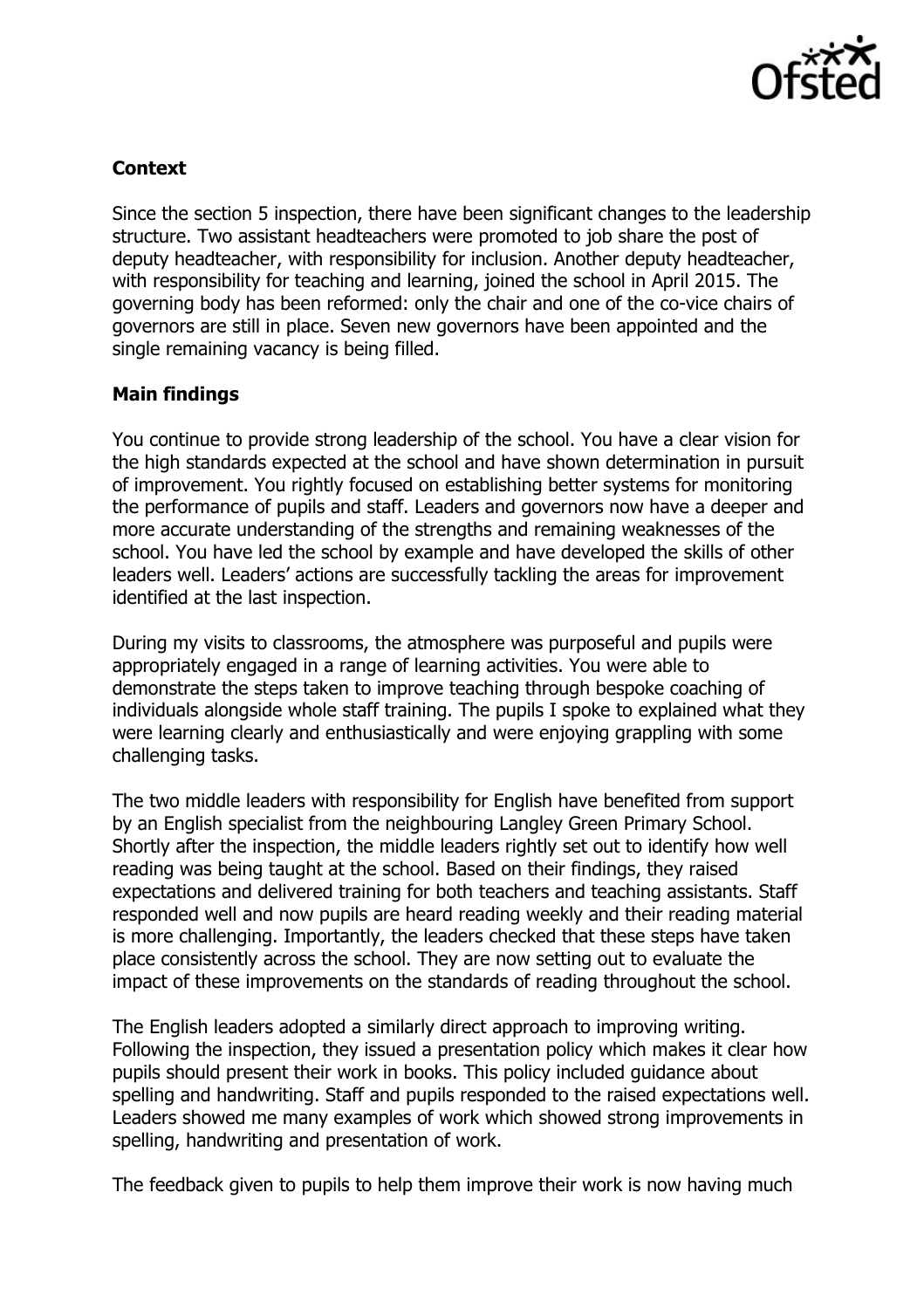**Context**

Since the section 5 inspection, there have been significant changes to the leadership structure. Two assistant headteachers were promoted to job share the post of deputy headteacher, with responsibility for inclusion. Another deputy headteacher, with responsibility for teaching and learning, joined the school in April 2015. The governing body has been reformed: only the chair and one of the co-vice chairs of governors are still in place. Seven new governors have been appointed and the single remaining vacancy is being filled.

**Main findings**

You continue to provide strong leadership of the school. You have a clear vision for the high standards expected at the school and have shown determination in pursuit of improvement. You rightly focused on establishing better systems for monitoring the performance of pupils and staff. Leaders and governors now have a deeper and more accurate understanding of the strengths and remaining weaknesses of the school. You have led the school by example and have developed the skills of other leaders well. Leaders' actions are successfully tackling the areas for improvement identified at the last inspection.

During my visits to classrooms, the atmosphere was purposeful and pupils were appropriately engaged in a range of learning activities. You were able to demonstrate the steps taken to improve teaching through bespoke coaching of individuals alongside whole staff training. The pupils I spoke to explained what they were learning clearly and enthusiastically and were enjoying grappling with some challenging tasks.

The two middle leaders with responsibility for English have benefited from support by an English specialist from the neighbouring Langley Green Primary School. Shortly after the inspection, the middle leaders rightly set out to identify how well reading was being taught at the school. Based on their findings, they raised expectations and delivered training for both teachers and teaching assistants. Staff responded well and now pupils are heard reading weekly and their reading material is more challenging. Importantly, the leaders checked that these steps have taken place consistently across the school. They are now setting out to evaluate the impact of these improvements on the standards of reading throughout the school.

The English leaders adopted a similarly direct approach to improving writing. Following the inspection, they issued a presentation policy which makes it clear how pupils should present their work in books. This policy included guidance about spelling and handwriting. Staff and pupils responded to the raised expectations well. Leaders showed me many examples of work which showed strong improvements in spelling, handwriting and presentation of work.

The feedback given to pupils to help them improve their work is now having much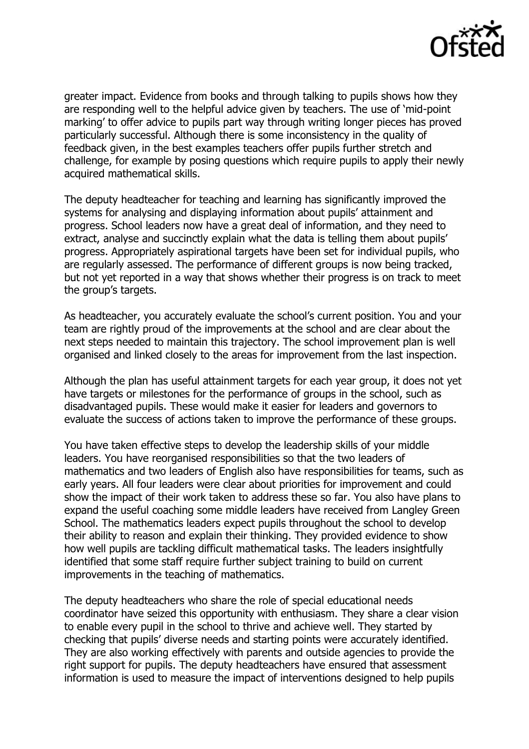greater impact. Evidence from books and through talking to pupils shows how they are responding well to the helpful advice given by teachers. The use of 'mid-point marking' to offer advice to pupils part way through writing longer pieces has proved particularly successful. Although there is some inconsistency in the quality of feedback given, in the best examples teachers offer pupils further stretch and challenge, for example by posing questions which require pupils to apply their newly acquired mathematical skills.

The deputy headteacher for teaching and learning has significantly improved the systems for analysing and displaying information about pupils' attainment and progress. School leaders now have a great deal of information, and they need to extract, analyse and succinctly explain what the data is telling them about pupils' progress. Appropriately aspirational targets have been set for individual pupils, who are regularly assessed. The performance of different groups is now being tracked, but not yet reported in a way that shows whether their progress is on track to meet the group's targets.

As headteacher, you accurately evaluate the school's current position. You and your team are rightly proud of the improvements at the school and are clear about the next steps needed to maintain this trajectory. The school improvement plan is well organised and linked closely to the areas for improvement from the last inspection.

Although the plan has useful attainment targets for each year group, it does not yet have targets or milestones for the performance of groups in the school, such as disadvantaged pupils. These would make it easier for leaders and governors to evaluate the success of actions taken to improve the performance of these groups.

You have taken effective steps to develop the leadership skills of your middle leaders. You have reorganised responsibilities so that the two leaders of mathematics and two leaders of English also have responsibilities for teams, such as early years. All four leaders were clear about priorities for improvement and could show the impact of their work taken to address these so far. You also have plans to expand the useful coaching some middle leaders have received from Langley Green School. The mathematics leaders expect pupils throughout the school to develop their ability to reason and explain their thinking. They provided evidence to show how well pupils are tackling difficult mathematical tasks. The leaders insightfully identified that some staff require further subject training to build on current improvements in the teaching of mathematics.

The deputy headteachers who share the role of special educational needs coordinator have seized this opportunity with enthusiasm. They share a clear vision to enable every pupil in the school to thrive and achieve well. They started by checking that pupils' diverse needs and starting points were accurately identified. They are also working effectively with parents and outside agencies to provide the right support for pupils. The deputy headteachers have ensured that assessment information is used to measure the impact of interventions designed to help pupils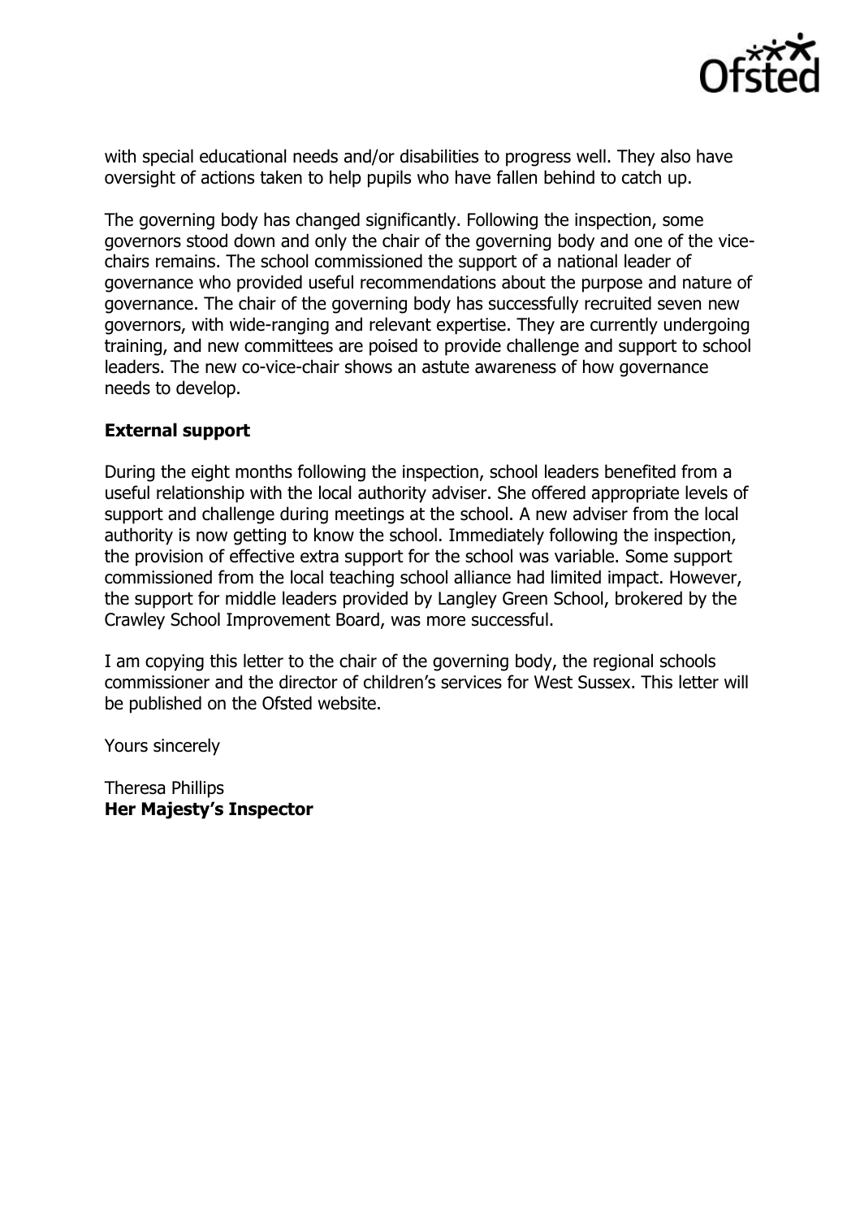with special educational needs and/or disabilities to progress well. They also have oversight of actions taken to help pupils who have fallen behind to catch up.

The governing body has changed significantly. Following the inspection, some governors stood down and only the chair of the governing body and one of the vice-chairs remains. The school commissioned the support of a national leader of governance who provided useful recommendations about the purpose and nature of governance. The chair of the governing body has successfully recruited seven new governors, with wide-ranging and relevant expertise. They are currently undergoing training, and new committees are poised to provide challenge and support to school leaders. The new co-vice-chair shows an astute awareness of how governance needs to develop.

**External support**

During the eight months following the inspection, school leaders benefited from a useful relationship with the local authority adviser. She offered appropriate levels of support and challenge during meetings at the school. A new adviser from the local authority is now getting to know the school. Immediately following the inspection, the provision of effective extra support for the school was variable. Some support commissioned from the local teaching school alliance had limited impact. However, the support for middle leaders provided by Langley Green School, brokered by the Crawley School Improvement Board, was more successful.

I am copying this letter to the chair of the governing body, the regional schools commissioner and the director of children's services for West Sussex. This letter will be published on the Ofsted website.

Yours sincerely

Theresa Phillips
**Her Majesty's Inspector**